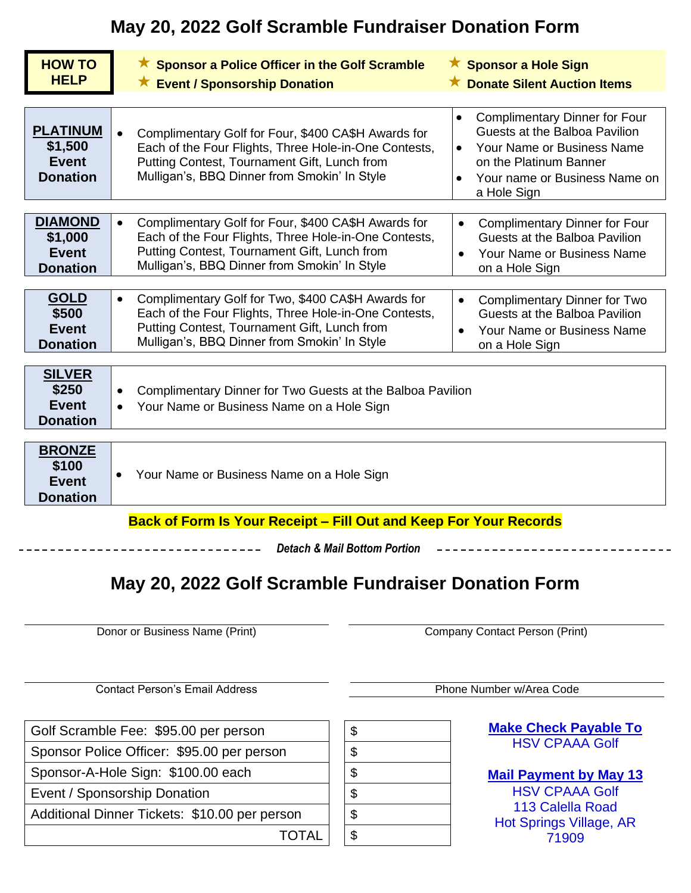# May 20, 2022 Golf Scramble Fundraiser Donation Form

| **HOW TO HELP** | | |
|---|---|---|
| | ★ **Sponsor a Police Officer in the Golf Scramble** | ★ **Sponsor a Hole Sign** |
| | ★ **Event / Sponsorship Donation** | ★ **Donate Silent Auction Items** |

| | | |
|---|---|---|
| **PLATINUM** **$1,500 Event Donation** | • Complimentary Golf for Four, $400 CA$H Awards for Each of the Four Flights, Three Hole-in-One Contests, Putting Contest, Tournament Gift, Lunch from Mulligan's, BBQ Dinner from Smokin' In Style | • Complimentary Dinner for Four Guests at the Balboa Pavilion • Your Name or Business Name on the Platinum Banner • Your name or Business Name on a Hole Sign |
| **DIAMOND** **$1,000 Event Donation** | • Complimentary Golf for Four, $400 CA$H Awards for Each of the Four Flights, Three Hole-in-One Contests, Putting Contest, Tournament Gift, Lunch from Mulligan's, BBQ Dinner from Smokin' In Style | • Complimentary Dinner for Four Guests at the Balboa Pavilion • Your Name or Business Name on a Hole Sign |
| **GOLD** **$500 Event Donation** | • Complimentary Golf for Two, $400 CA$H Awards for Each of the Four Flights, Three Hole-in-One Contests, Putting Contest, Tournament Gift, Lunch from Mulligan's, BBQ Dinner from Smokin' In Style | • Complimentary Dinner for Two Guests at the Balboa Pavilion • Your Name or Business Name on a Hole Sign |
| **SILVER** **$250 Event Donation** | • Complimentary Dinner for Two Guests at the Balboa Pavilion • Your Name or Business Name on a Hole Sign | |
| **BRONZE** **$100 Event Donation** | • Your Name or Business Name on a Hole Sign | |

**Back of Form Is Your Receipt – Fill Out and Keep For Your Records**

------------------------------- *Detach & Mail Bottom Portion* -------------------------------

# May 20, 2022 Golf Scramble Fundraiser Donation Form

Donor or Business Name (Print)

Company Contact Person (Print)

Contact Person's Email Address

Phone Number w/Area Code

| | |
|---|---|
| Golf Scramble Fee: $95.00 per person | $ |
| Sponsor Police Officer: $95.00 per person | $ |
| Sponsor-A-Hole Sign: $100.00 each | $ |
| Event / Sponsorship Donation | $ |
| Additional Dinner Tickets: $10.00 per person | $ |
| TOTAL | $ |

**Make Check Payable To**
HSV CPAAA Golf

**Mail Payment by May 13**
HSV CPAAA Golf
113 Calella Road
Hot Springs Village, AR
71909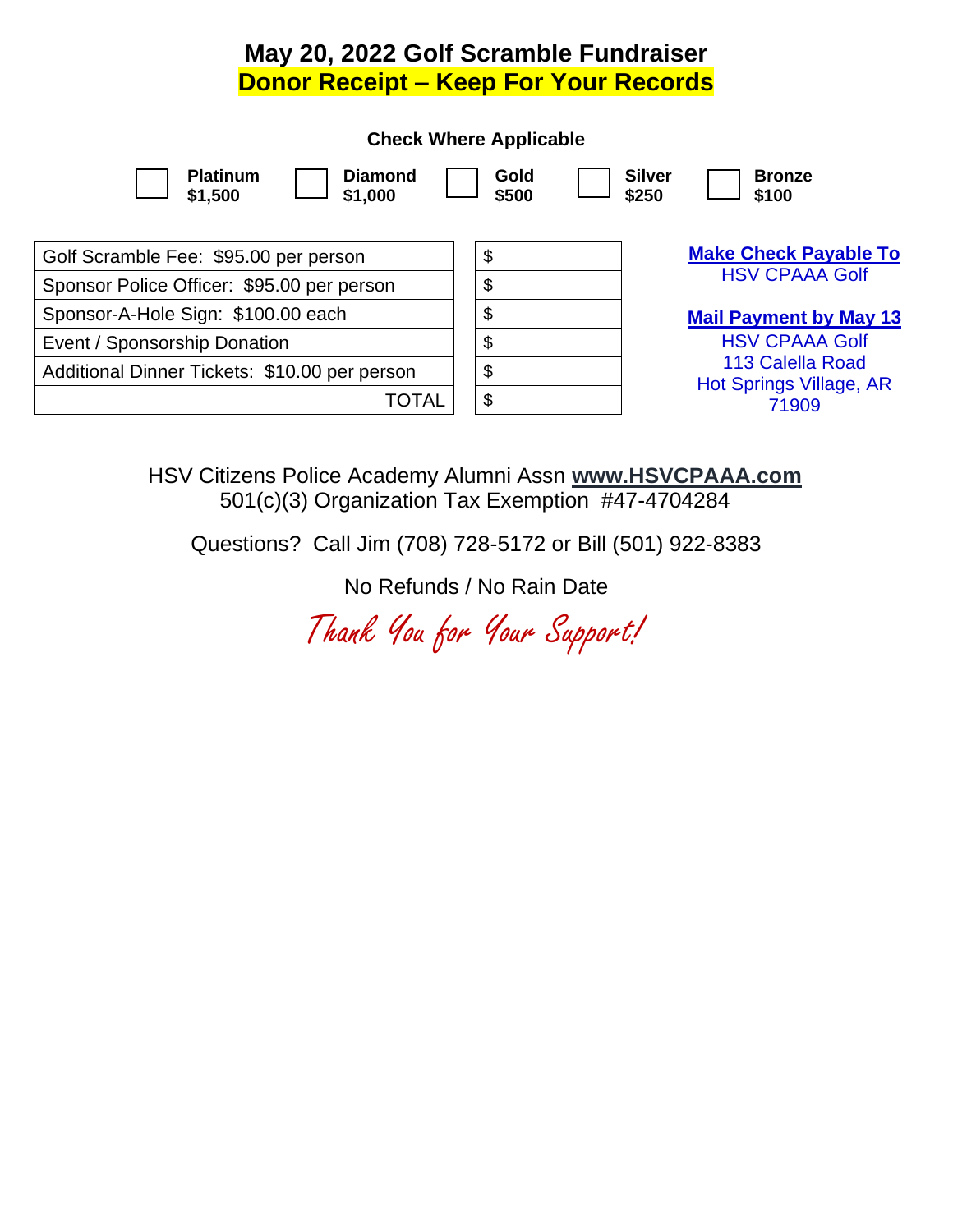# May 20, 2022 Golf Scramble Fundraiser

## Donor Receipt – Keep For Your Records

**Check Where Applicable**

- [ ] **Platinum $1,500**
- [ ] **Diamond $1,000**
- [ ] **Gold $500**
- [ ] **Silver $250**
- [ ] **Bronze $100**

| | |
|---|---|
| Golf Scramble Fee: $95.00 per person | $ |
| Sponsor Police Officer: $95.00 per person | $ |
| Sponsor-A-Hole Sign: $100.00 each | $ |
| Event / Sponsorship Donation | $ |
| Additional Dinner Tickets: $10.00 per person | $ |
| TOTAL | $ |

**Make Check Payable To**
HSV CPAAA Golf

**Mail Payment by May 13**
HSV CPAAA Golf
113 Calella Road
Hot Springs Village, AR 71909

HSV Citizens Police Academy Alumni Assn **www.HSVCPAAA.com**
501(c)(3) Organization Tax Exemption #47-4704284

Questions? Call Jim (708) 728-5172 or Bill (501) 922-8383

No Refunds / No Rain Date

*Thank You for Your Support!*